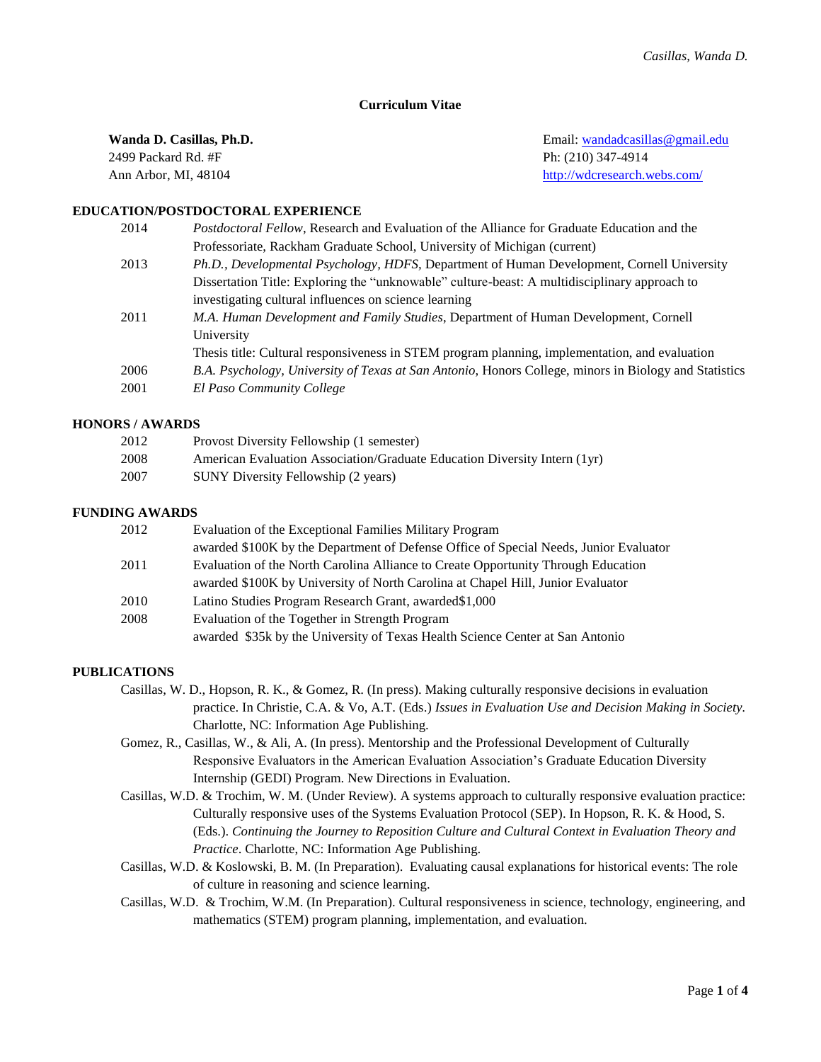**Curriculum Vitae**

**Wanda D. Casillas, Ph.D.**
2499 Packard Rd. #F
Ann Arbor, MI, 48104

Email: wandadcasillas@gmail.edu
Ph: (210) 347-4914
http://wdcresearch.webs.com/

## EDUCATION/POSTDOCTORAL EXPERIENCE

2014 — *Postdoctoral Fellow*, Research and Evaluation of the Alliance for Graduate Education and the Professoriate, Rackham Graduate School, University of Michigan (current)

2013 — *Ph.D., Developmental Psychology, HDFS*, Department of Human Development, Cornell University
Dissertation Title: Exploring the "unknowable" culture-beast: A multidisciplinary approach to investigating cultural influences on science learning

2011 — *M.A. Human Development and Family Studies*, Department of Human Development, Cornell University
Thesis title: Cultural responsiveness in STEM program planning, implementation, and evaluation

2006 — *B.A. Psychology, University of Texas at San Antonio*, Honors College, minors in Biology and Statistics

2001 — *El Paso Community College*

## HONORS / AWARDS

2012 — Provost Diversity Fellowship (1 semester)

2008 — American Evaluation Association/Graduate Education Diversity Intern (1yr)

2007 — SUNY Diversity Fellowship (2 years)

## FUNDING AWARDS

2012 — Evaluation of the Exceptional Families Military Program
awarded $100K by the Department of Defense Office of Special Needs, Junior Evaluator

2011 — Evaluation of the North Carolina Alliance to Create Opportunity Through Education
awarded $100K by University of North Carolina at Chapel Hill, Junior Evaluator

2010 — Latino Studies Program Research Grant, awarded$1,000

2008 — Evaluation of the Together in Strength Program
awarded $35k by the University of Texas Health Science Center at San Antonio

## PUBLICATIONS

Casillas, W. D., Hopson, R. K., & Gomez, R. (In press). Making culturally responsive decisions in evaluation practice. In Christie, C.A. & Vo, A.T. (Eds.) *Issues in Evaluation Use and Decision Making in Society*. Charlotte, NC: Information Age Publishing.

Gomez, R., Casillas, W., & Ali, A. (In press). Mentorship and the Professional Development of Culturally Responsive Evaluators in the American Evaluation Association's Graduate Education Diversity Internship (GEDI) Program. New Directions in Evaluation.

Casillas, W.D. & Trochim, W. M. (Under Review). A systems approach to culturally responsive evaluation practice: Culturally responsive uses of the Systems Evaluation Protocol (SEP). In Hopson, R. K. & Hood, S. (Eds.). *Continuing the Journey to Reposition Culture and Cultural Context in Evaluation Theory and Practice*. Charlotte, NC: Information Age Publishing.

Casillas, W.D. & Koslowski, B. M. (In Preparation). Evaluating causal explanations for historical events: The role of culture in reasoning and science learning.

Casillas, W.D. & Trochim, W.M. (In Preparation). Cultural responsiveness in science, technology, engineering, and mathematics (STEM) program planning, implementation, and evaluation.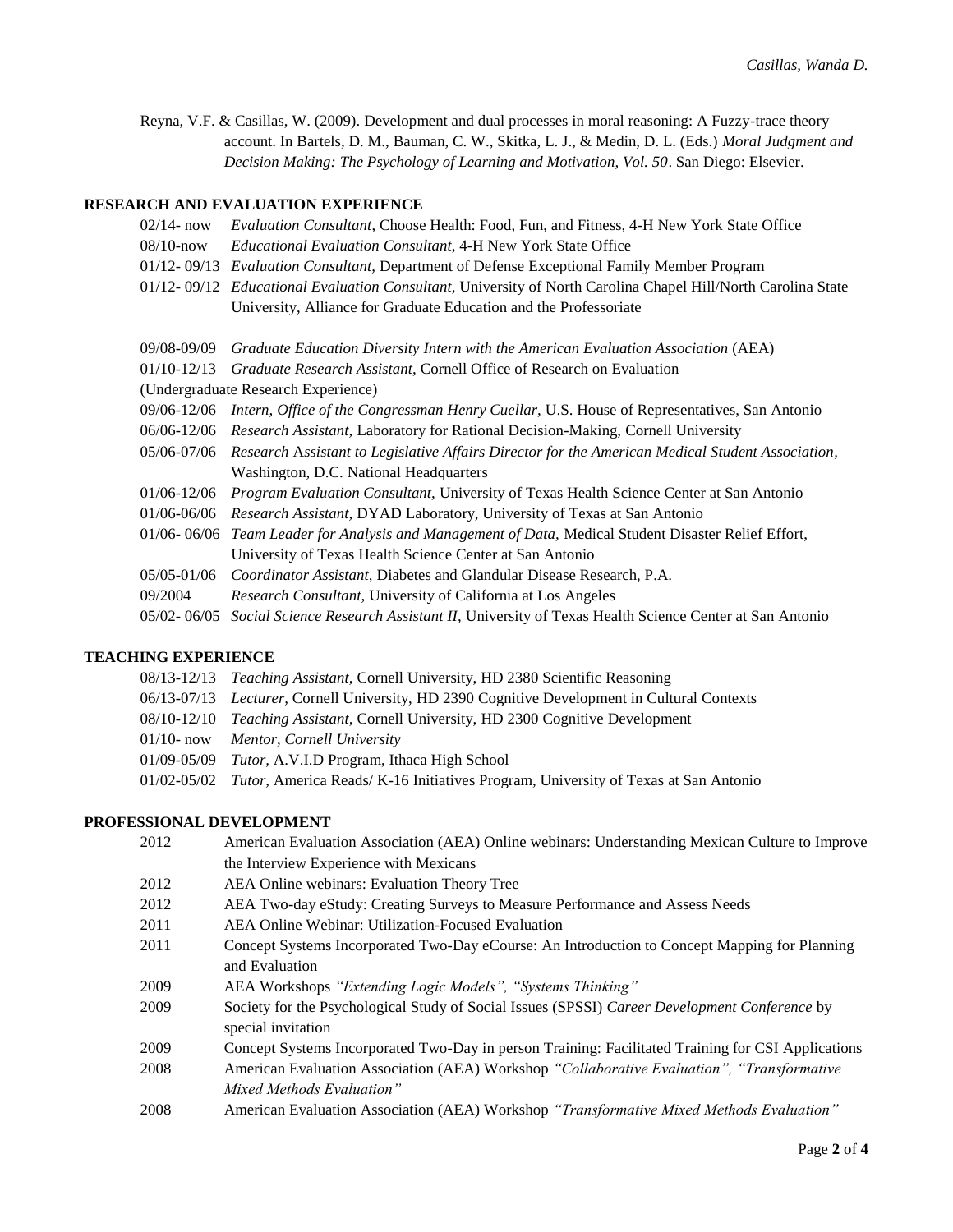Reyna, V.F. & Casillas, W. (2009). Development and dual processes in moral reasoning: A Fuzzy-trace theory account. In Bartels, D. M., Bauman, C. W., Skitka, L. J., & Medin, D. L. (Eds.) *Moral Judgment and Decision Making: The Psychology of Learning and Motivation, Vol. 50*. San Diego: Elsevier.

**RESEARCH AND EVALUATION EXPERIENCE**

02/14- now *Evaluation Consultant*, Choose Health: Food, Fun, and Fitness, 4-H New York State Office
08/10-now *Educational Evaluation Consultant*, 4-H New York State Office
01/12- 09/13 *Evaluation Consultant,* Department of Defense Exceptional Family Member Program
01/12- 09/12 *Educational Evaluation Consultant,* University of North Carolina Chapel Hill/North Carolina State University, Alliance for Graduate Education and the Professoriate

09/08-09/09 *Graduate Education Diversity Intern with the American Evaluation Association* (AEA)
01/10-12/13 *Graduate Research Assistant,* Cornell Office of Research on Evaluation
(Undergraduate Research Experience)
09/06-12/06 *Intern, Office of the Congressman Henry Cuellar,* U.S. House of Representatives, San Antonio
06/06-12/06 *Research Assistant,* Laboratory for Rational Decision-Making, Cornell University
05/06-07/06 *Research Assistant to Legislative Affairs Director for the American Medical Student Association,* Washington, D.C. National Headquarters
01/06-12/06 *Program Evaluation Consultant,* University of Texas Health Science Center at San Antonio
01/06-06/06 *Research Assistant,* DYAD Laboratory, University of Texas at San Antonio
01/06- 06/06 *Team Leader for Analysis and Management of Data,* Medical Student Disaster Relief Effort, University of Texas Health Science Center at San Antonio
05/05-01/06 *Coordinator Assistant,* Diabetes and Glandular Disease Research, P.A.
09/2004 *Research Consultant,* University of California at Los Angeles
05/02- 06/05 *Social Science Research Assistant II,* University of Texas Health Science Center at San Antonio

**TEACHING EXPERIENCE**

08/13-12/13 *Teaching Assistant,* Cornell University, HD 2380 Scientific Reasoning
06/13-07/13 *Lecturer,* Cornell University, HD 2390 Cognitive Development in Cultural Contexts
08/10-12/10 *Teaching Assistant,* Cornell University, HD 2300 Cognitive Development
01/10- now *Mentor, Cornell University*
01/09-05/09 *Tutor,* A.V.I.D Program, Ithaca High School
01/02-05/02 *Tutor,* America Reads/ K-16 Initiatives Program, University of Texas at San Antonio

**PROFESSIONAL DEVELOPMENT**

2012 American Evaluation Association (AEA) Online webinars: Understanding Mexican Culture to Improve the Interview Experience with Mexicans
2012 AEA Online webinars: Evaluation Theory Tree
2012 AEA Two-day eStudy: Creating Surveys to Measure Performance and Assess Needs
2011 AEA Online Webinar: Utilization-Focused Evaluation
2011 Concept Systems Incorporated Two-Day eCourse: An Introduction to Concept Mapping for Planning and Evaluation
2009 AEA Workshops *"Extending Logic Models", "Systems Thinking"*
2009 Society for the Psychological Study of Social Issues (SPSSI) *Career Development Conference* by special invitation
2009 Concept Systems Incorporated Two-Day in person Training: Facilitated Training for CSI Applications
2008 American Evaluation Association (AEA) Workshop *"Collaborative Evaluation", "Transformative Mixed Methods Evaluation"*
2008 American Evaluation Association (AEA) Workshop *"Transformative Mixed Methods Evaluation"*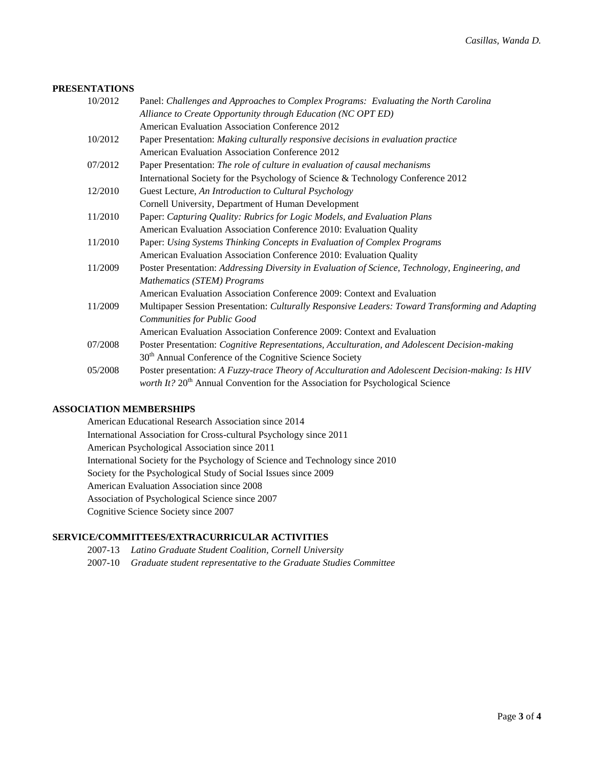## PRESENTATIONS

10/2012 Panel: *Challenges and Approaches to Complex Programs: Evaluating the North Carolina Alliance to Create Opportunity through Education (NC OPT ED)*
American Evaluation Association Conference 2012

10/2012 Paper Presentation: *Making culturally responsive decisions in evaluation practice*
American Evaluation Association Conference 2012

07/2012 Paper Presentation: *The role of culture in evaluation of causal mechanisms*
International Society for the Psychology of Science & Technology Conference 2012

12/2010 Guest Lecture, *An Introduction to Cultural Psychology*
Cornell University, Department of Human Development

11/2010 Paper: *Capturing Quality: Rubrics for Logic Models, and Evaluation Plans*
American Evaluation Association Conference 2010: Evaluation Quality

11/2010 Paper: *Using Systems Thinking Concepts in Evaluation of Complex Programs*
American Evaluation Association Conference 2010: Evaluation Quality

11/2009 Poster Presentation: *Addressing Diversity in Evaluation of Science, Technology, Engineering, and Mathematics (STEM) Programs*
American Evaluation Association Conference 2009: Context and Evaluation

11/2009 Multipaper Session Presentation: *Culturally Responsive Leaders: Toward Transforming and Adapting Communities for Public Good*
American Evaluation Association Conference 2009: Context and Evaluation

07/2008 Poster Presentation: *Cognitive Representations, Acculturation, and Adolescent Decision-making*
30th Annual Conference of the Cognitive Science Society

05/2008 Poster presentation: *A Fuzzy-trace Theory of Acculturation and Adolescent Decision-making: Is HIV worth It?* 20th Annual Convention for the Association for Psychological Science

## ASSOCIATION MEMBERSHIPS

American Educational Research Association since 2014
International Association for Cross-cultural Psychology since 2011
American Psychological Association since 2011
International Society for the Psychology of Science and Technology since 2010
Society for the Psychological Study of Social Issues since 2009
American Evaluation Association since 2008
Association of Psychological Science since 2007
Cognitive Science Society since 2007

## SERVICE/COMMITTEES/EXTRACURRICULAR ACTIVITIES

2007-13 *Latino Graduate Student Coalition, Cornell University*
2007-10 *Graduate student representative to the Graduate Studies Committee*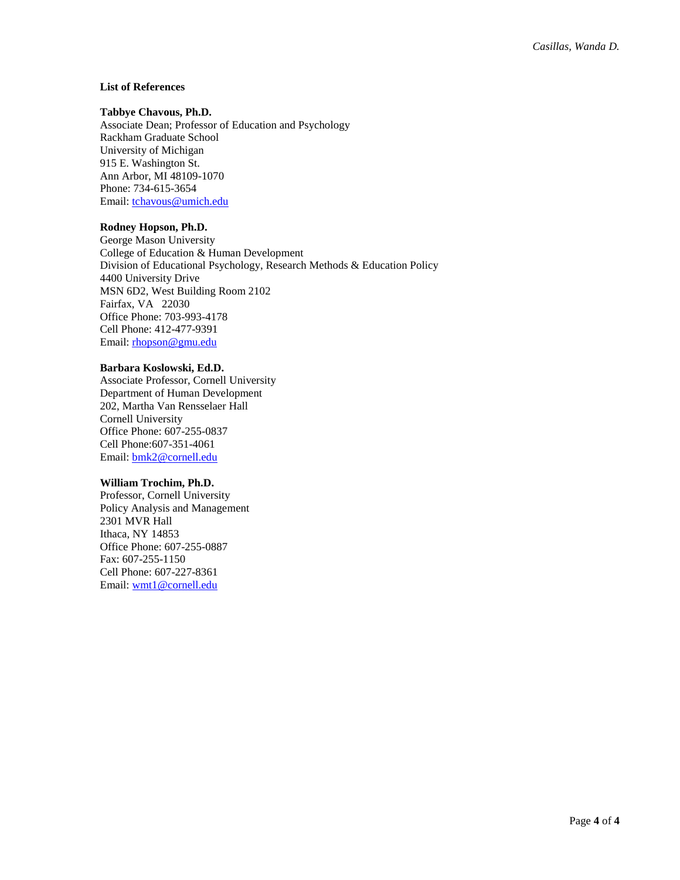**List of References**

**Tabbye Chavous, Ph.D.**
Associate Dean; Professor of Education and Psychology
Rackham Graduate School
University of Michigan
915 E. Washington St.
Ann Arbor, MI 48109-1070
Phone: 734-615-3654
Email: tchavous@umich.edu

**Rodney Hopson, Ph.D.**
George Mason University
College of Education & Human Development
Division of Educational Psychology, Research Methods & Education Policy
4400 University Drive
MSN 6D2, West Building Room 2102
Fairfax, VA 22030
Office Phone: 703-993-4178
Cell Phone: 412-477-9391
Email: rhopson@gmu.edu

**Barbara Koslowski, Ed.D.**
Associate Professor, Cornell University
Department of Human Development
202, Martha Van Rensselaer Hall
Cornell University
Office Phone: 607-255-0837
Cell Phone:607-351-4061
Email: bmk2@cornell.edu

**William Trochim, Ph.D.**
Professor, Cornell University
Policy Analysis and Management
2301 MVR Hall
Ithaca, NY 14853
Office Phone: 607-255-0887
Fax: 607-255-1150
Cell Phone: 607-227-8361
Email: wmt1@cornell.edu